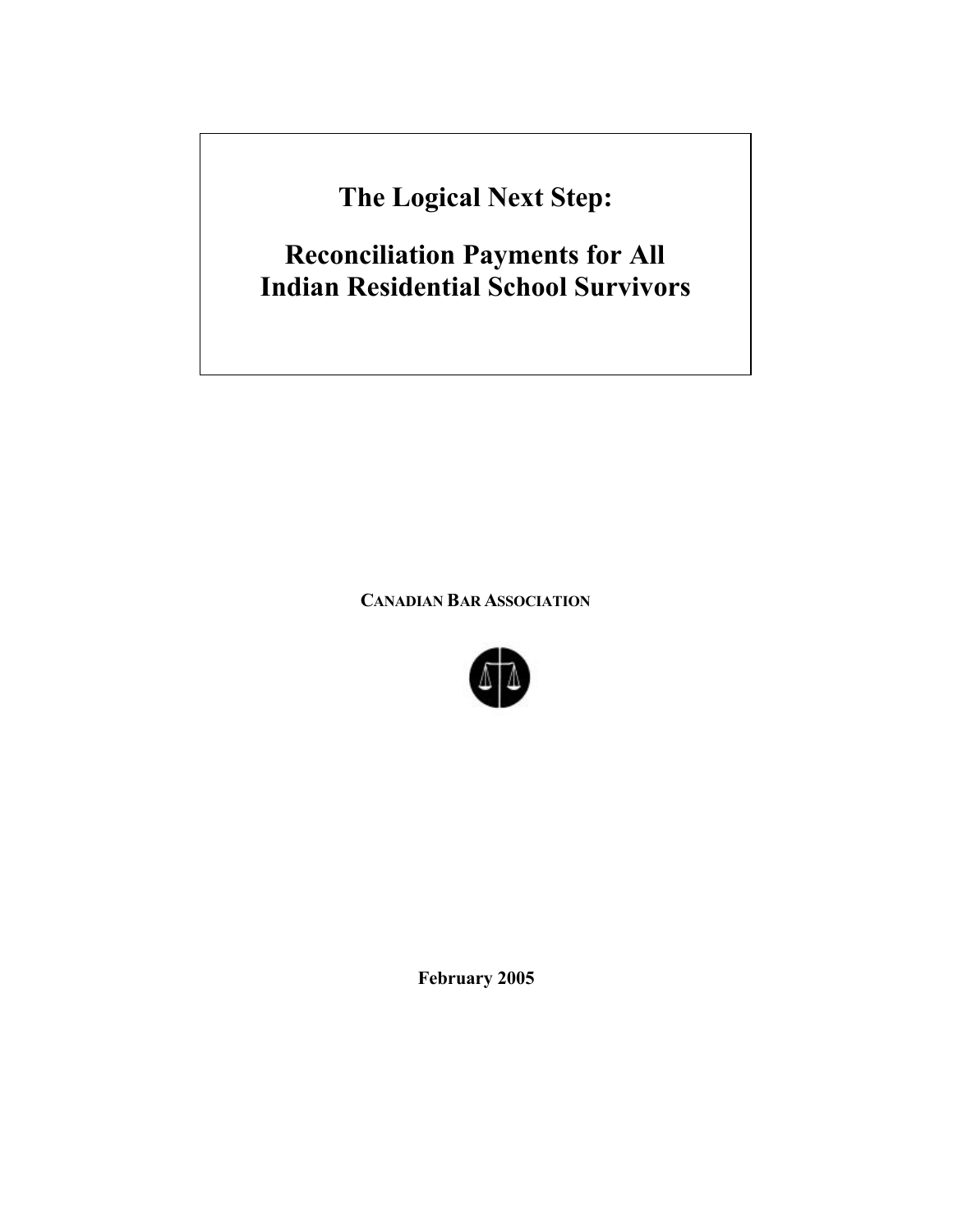# The Logical Next Step:

# Reconciliation Payments for All Indian Residential School Survivors

**CANADIAN BAR ASSOCIATION**

**February 2005**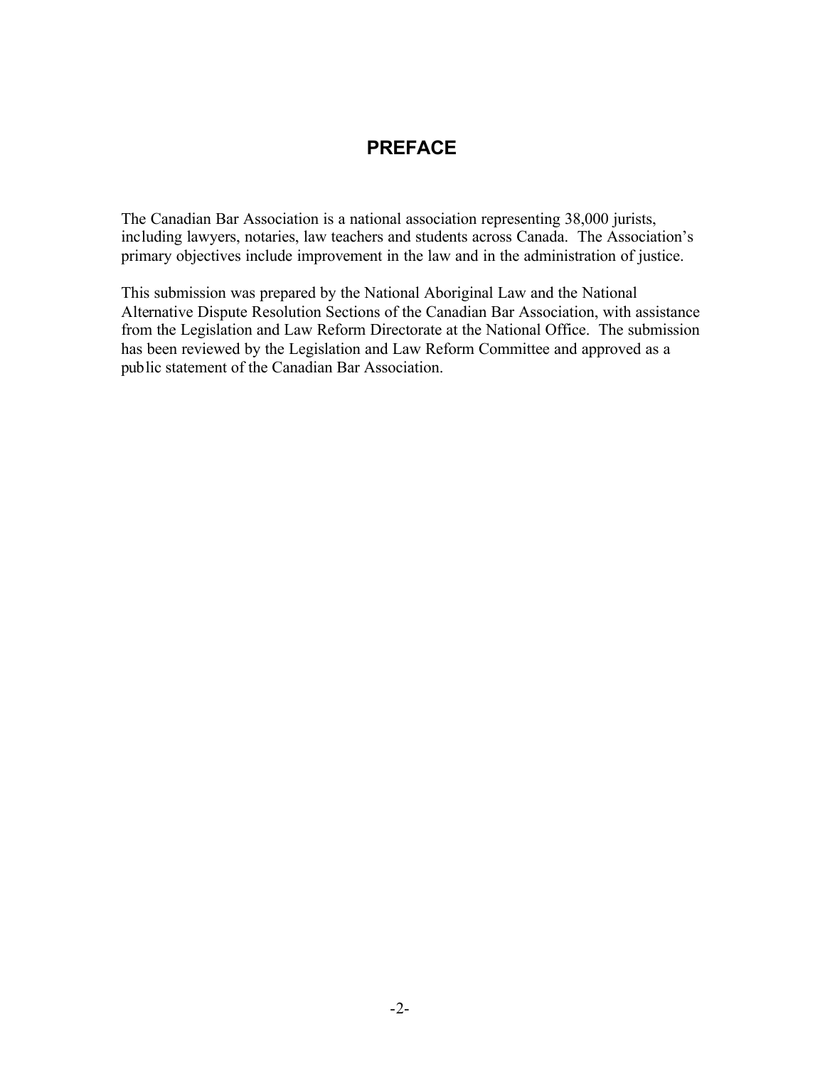# PREFACE

The Canadian Bar Association is a national association representing 38,000 jurists, including lawyers, notaries, law teachers and students across Canada. The Association's primary objectives include improvement in the law and in the administration of justice.

This submission was prepared by the National Aboriginal Law and the National Alternative Dispute Resolution Sections of the Canadian Bar Association, with assistance from the Legislation and Law Reform Directorate at the National Office. The submission has been reviewed by the Legislation and Law Reform Committee and approved as a public statement of the Canadian Bar Association.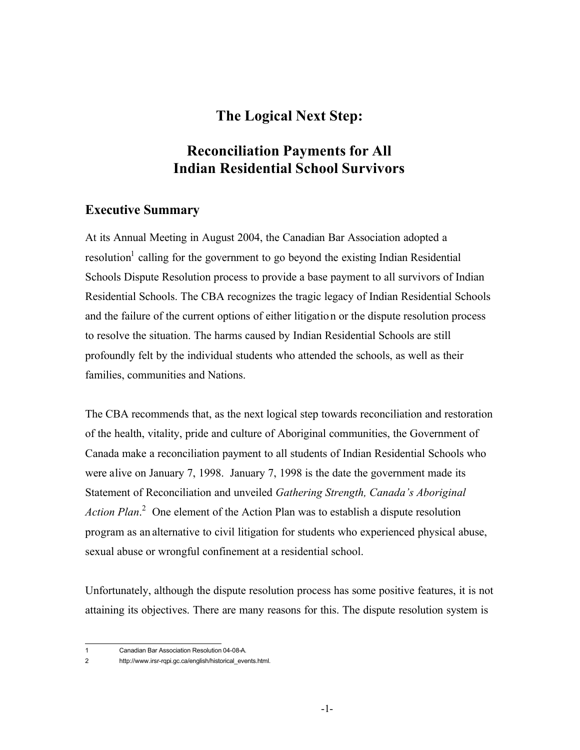# The Logical Next Step:

# Reconciliation Payments for All Indian Residential School Survivors

## Executive Summary

At its Annual Meeting in August 2004, the Canadian Bar Association adopted a resolution[1] calling for the government to go beyond the existing Indian Residential Schools Dispute Resolution process to provide a base payment to all survivors of Indian Residential Schools. The CBA recognizes the tragic legacy of Indian Residential Schools and the failure of the current options of either litigation or the dispute resolution process to resolve the situation. The harms caused by Indian Residential Schools are still profoundly felt by the individual students who attended the schools, as well as their families, communities and Nations.

The CBA recommends that, as the next logical step towards reconciliation and restoration of the health, vitality, pride and culture of Aboriginal communities, the Government of Canada make a reconciliation payment to all students of Indian Residential Schools who were alive on January 7, 1998. January 7, 1998 is the date the government made its Statement of Reconciliation and unveiled *Gathering Strength, Canada's Aboriginal Action Plan*.[2] One element of the Action Plan was to establish a dispute resolution program as an alternative to civil litigation for students who experienced physical abuse, sexual abuse or wrongful confinement at a residential school.

Unfortunately, although the dispute resolution process has some positive features, it is not attaining its objectives. There are many reasons for this. The dispute resolution system is

---

1 Canadian Bar Association Resolution 04-08-A.

2 http://www.irsr-rqpi.gc.ca/english/historical_events.html.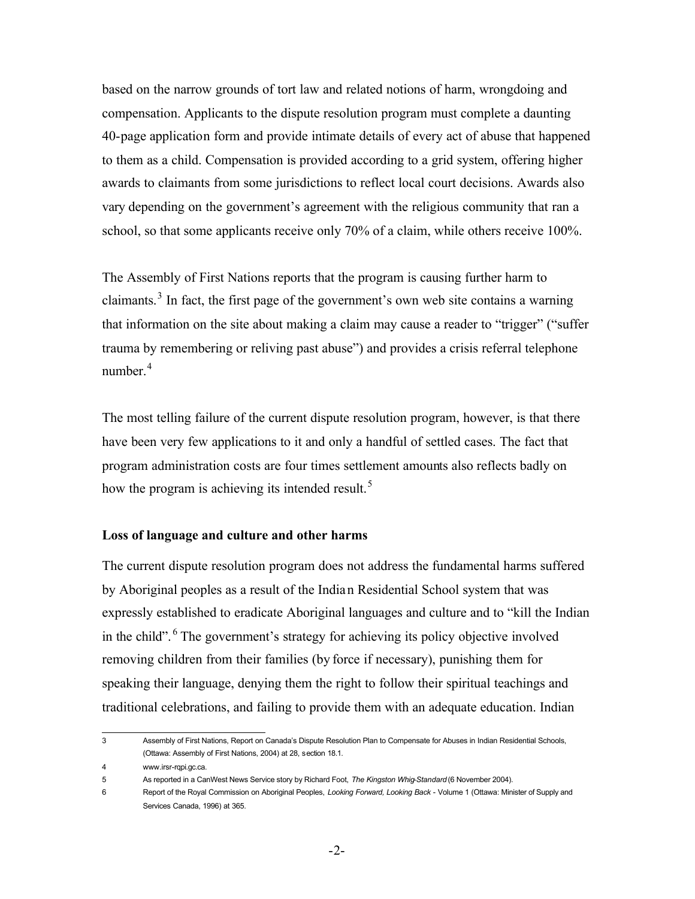based on the narrow grounds of tort law and related notions of harm, wrongdoing and compensation. Applicants to the dispute resolution program must complete a daunting 40-page application form and provide intimate details of every act of abuse that happened to them as a child. Compensation is provided according to a grid system, offering higher awards to claimants from some jurisdictions to reflect local court decisions. Awards also vary depending on the government's agreement with the religious community that ran a school, so that some applicants receive only 70% of a claim, while others receive 100%.

The Assembly of First Nations reports that the program is causing further harm to claimants.[3] In fact, the first page of the government's own web site contains a warning that information on the site about making a claim may cause a reader to "trigger" ("suffer trauma by remembering or reliving past abuse") and provides a crisis referral telephone number.[4]

The most telling failure of the current dispute resolution program, however, is that there have been very few applications to it and only a handful of settled cases. The fact that program administration costs are four times settlement amounts also reflects badly on how the program is achieving its intended result.[5]

**Loss of language and culture and other harms**

The current dispute resolution program does not address the fundamental harms suffered by Aboriginal peoples as a result of the Indian Residential School system that was expressly established to eradicate Aboriginal languages and culture and to "kill the Indian in the child".[6] The government's strategy for achieving its policy objective involved removing children from their families (by force if necessary), punishing them for speaking their language, denying them the right to follow their spiritual teachings and traditional celebrations, and failing to provide them with an adequate education. Indian

---

3 Assembly of First Nations, Report on Canada's Dispute Resolution Plan to Compensate for Abuses in Indian Residential Schools, (Ottawa: Assembly of First Nations, 2004) at 28, section 18.1.

4 www.irsr-rqpi.gc.ca.

5 As reported in a CanWest News Service story by Richard Foot, *The Kingston Whig-Standard* (6 November 2004).

6 Report of the Royal Commission on Aboriginal Peoples, *Looking Forward, Looking Back* - Volume 1 (Ottawa: Minister of Supply and Services Canada, 1996) at 365.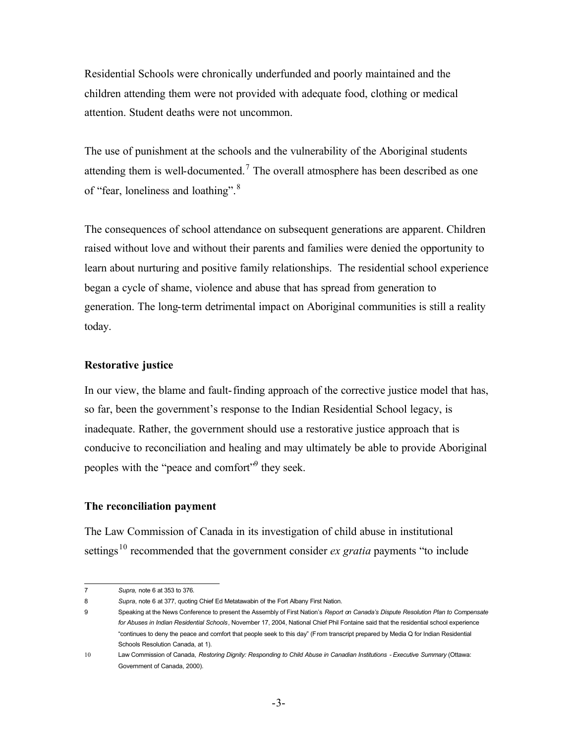Residential Schools were chronically underfunded and poorly maintained and the children attending them were not provided with adequate food, clothing or medical attention. Student deaths were not uncommon.

The use of punishment at the schools and the vulnerability of the Aboriginal students attending them is well-documented.[7] The overall atmosphere has been described as one of "fear, loneliness and loathing".[8]

The consequences of school attendance on subsequent generations are apparent. Children raised without love and without their parents and families were denied the opportunity to learn about nurturing and positive family relationships. The residential school experience began a cycle of shame, violence and abuse that has spread from generation to generation. The long-term detrimental impact on Aboriginal communities is still a reality today.

**Restorative justice**

In our view, the blame and fault-finding approach of the corrective justice model that has, so far, been the government's response to the Indian Residential School legacy, is inadequate. Rather, the government should use a restorative justice approach that is conducive to reconciliation and healing and may ultimately be able to provide Aboriginal peoples with the "peace and comfort"[9] they seek.

**The reconciliation payment**

The Law Commission of Canada in its investigation of child abuse in institutional settings[10] recommended that the government consider *ex gratia* payments "to include

---

7 *Supra,* note 6 at 353 to 376.

8 *Supra*, note 6 at 377, quoting Chief Ed Metatawabin of the Fort Albany First Nation.

9 Speaking at the News Conference to present the Assembly of First Nation's *Report on Canada's Dispute Resolution Plan to Compensate for Abuses in Indian Residential Schools*, November 17, 2004, National Chief Phil Fontaine said that the residential school experience "continues to deny the peace and comfort that people seek to this day" (From transcript prepared by Media Q for Indian Residential Schools Resolution Canada, at 1).

10 Law Commission of Canada, *Restoring Dignity: Responding to Child Abuse in Canadian Institutions - Executive Summary* (Ottawa: Government of Canada, 2000).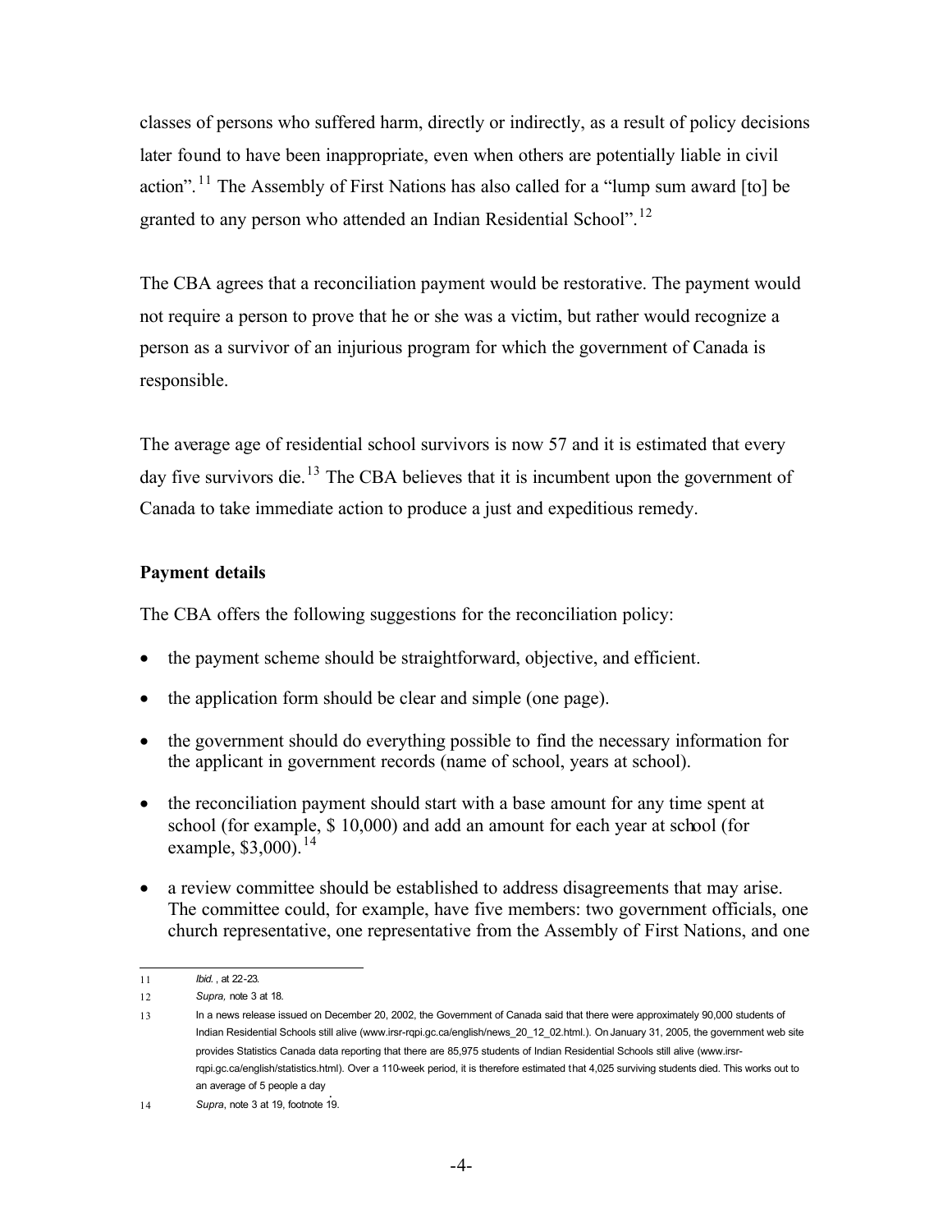classes of persons who suffered harm, directly or indirectly, as a result of policy decisions later found to have been inappropriate, even when others are potentially liable in civil action".[11] The Assembly of First Nations has also called for a "lump sum award [to] be granted to any person who attended an Indian Residential School".[12]

The CBA agrees that a reconciliation payment would be restorative. The payment would not require a person to prove that he or she was a victim, but rather would recognize a person as a survivor of an injurious program for which the government of Canada is responsible.

The average age of residential school survivors is now 57 and it is estimated that every day five survivors die.[13] The CBA believes that it is incumbent upon the government of Canada to take immediate action to produce a just and expeditious remedy.

**Payment details**

The CBA offers the following suggestions for the reconciliation policy:

- the payment scheme should be straightforward, objective, and efficient.
- the application form should be clear and simple (one page).
- the government should do everything possible to find the necessary information for the applicant in government records (name of school, years at school).
- the reconciliation payment should start with a base amount for any time spent at school (for example, $ 10,000) and add an amount for each year at school (for example, $3,000).[14]
- a review committee should be established to address disagreements that may arise. The committee could, for example, have five members: two government officials, one church representative, one representative from the Assembly of First Nations, and one

---

11 *Ibid.*, at 22-23.

12 *Supra,* note 3 at 18.

13 In a news release issued on December 20, 2002, the Government of Canada said that there were approximately 90,000 students of Indian Residential Schools still alive (www.irsr-rqpi.gc.ca/english/news_20_12_02.html.). On January 31, 2005, the government web site provides Statistics Canada data reporting that there are 85,975 students of Indian Residential Schools still alive (www.irsr-rqpi.gc.ca/english/statistics.html). Over a 110-week period, it is therefore estimated that 4,025 surviving students died. This works out to an average of 5 people a day.

14 *Supra*, note 3 at 19, footnote 19.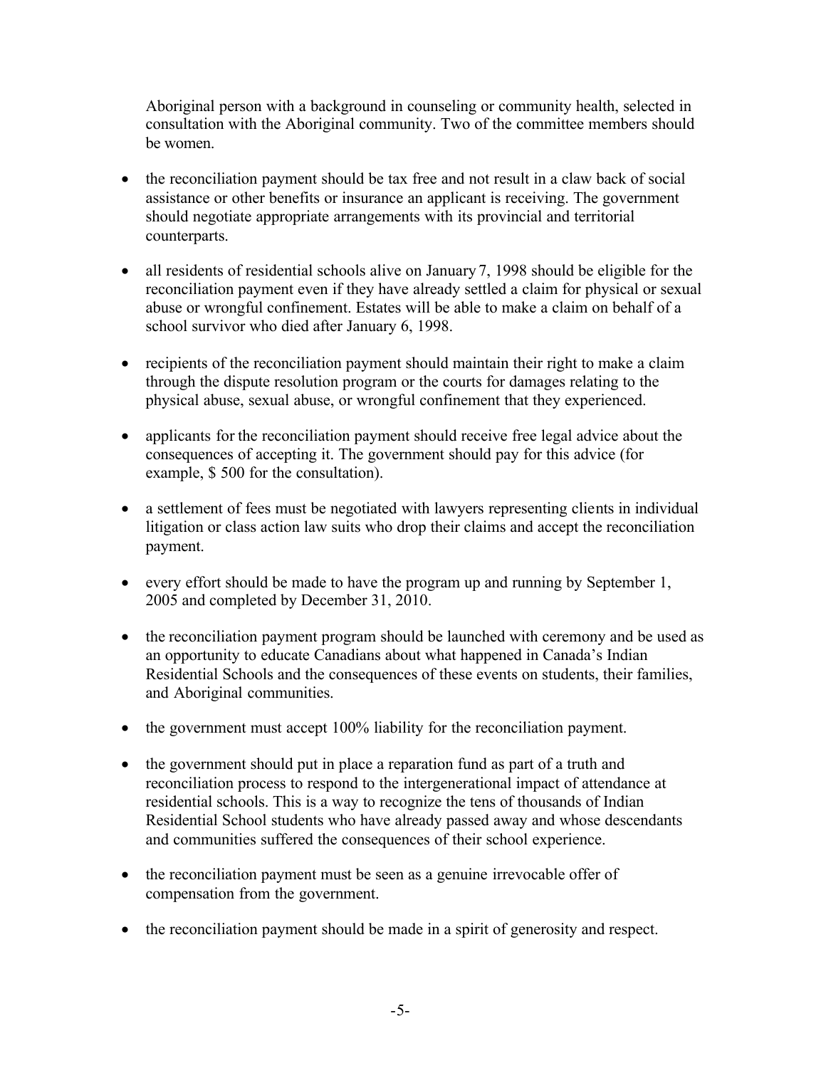Aboriginal person with a background in counseling or community health, selected in consultation with the Aboriginal community. Two of the committee members should be women.

- the reconciliation payment should be tax free and not result in a claw back of social assistance or other benefits or insurance an applicant is receiving. The government should negotiate appropriate arrangements with its provincial and territorial counterparts.

- all residents of residential schools alive on January 7, 1998 should be eligible for the reconciliation payment even if they have already settled a claim for physical or sexual abuse or wrongful confinement. Estates will be able to make a claim on behalf of a school survivor who died after January 6, 1998.

- recipients of the reconciliation payment should maintain their right to make a claim through the dispute resolution program or the courts for damages relating to the physical abuse, sexual abuse, or wrongful confinement that they experienced.

- applicants for the reconciliation payment should receive free legal advice about the consequences of accepting it. The government should pay for this advice (for example, $ 500 for the consultation).

- a settlement of fees must be negotiated with lawyers representing clients in individual litigation or class action law suits who drop their claims and accept the reconciliation payment.

- every effort should be made to have the program up and running by September 1, 2005 and completed by December 31, 2010.

- the reconciliation payment program should be launched with ceremony and be used as an opportunity to educate Canadians about what happened in Canada's Indian Residential Schools and the consequences of these events on students, their families, and Aboriginal communities.

- the government must accept 100% liability for the reconciliation payment.

- the government should put in place a reparation fund as part of a truth and reconciliation process to respond to the intergenerational impact of attendance at residential schools. This is a way to recognize the tens of thousands of Indian Residential School students who have already passed away and whose descendants and communities suffered the consequences of their school experience.

- the reconciliation payment must be seen as a genuine irrevocable offer of compensation from the government.

- the reconciliation payment should be made in a spirit of generosity and respect.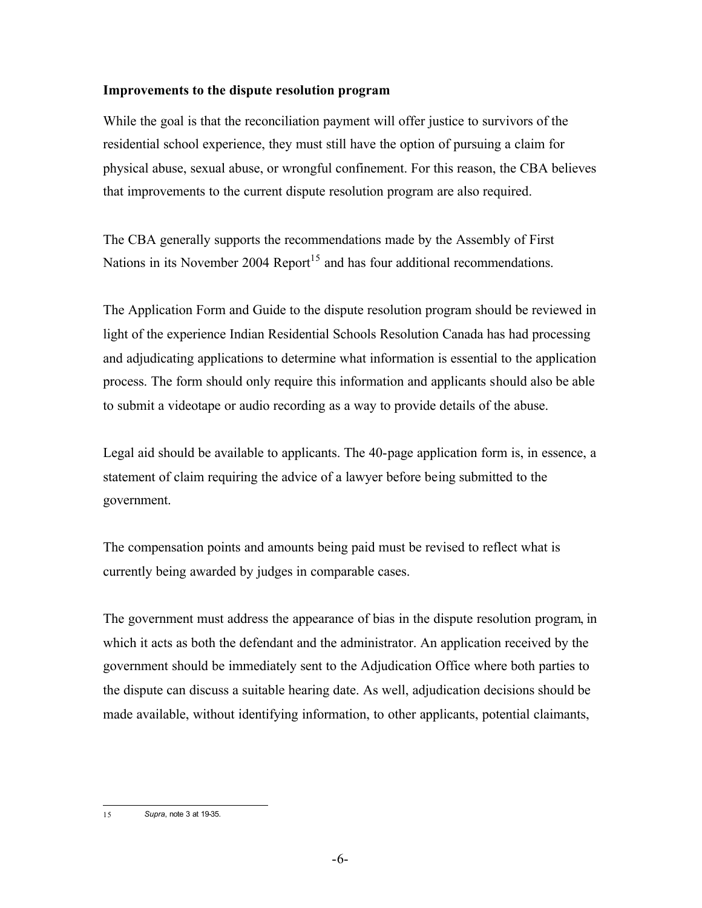**Improvements to the dispute resolution program**

While the goal is that the reconciliation payment will offer justice to survivors of the residential school experience, they must still have the option of pursuing a claim for physical abuse, sexual abuse, or wrongful confinement. For this reason, the CBA believes that improvements to the current dispute resolution program are also required.

The CBA generally supports the recommendations made by the Assembly of First Nations in its November 2004 Report[15] and has four additional recommendations.

The Application Form and Guide to the dispute resolution program should be reviewed in light of the experience Indian Residential Schools Resolution Canada has had processing and adjudicating applications to determine what information is essential to the application process. The form should only require this information and applicants should also be able to submit a videotape or audio recording as a way to provide details of the abuse.

Legal aid should be available to applicants. The 40-page application form is, in essence, a statement of claim requiring the advice of a lawyer before being submitted to the government.

The compensation points and amounts being paid must be revised to reflect what is currently being awarded by judges in comparable cases.

The government must address the appearance of bias in the dispute resolution program, in which it acts as both the defendant and the administrator. An application received by the government should be immediately sent to the Adjudication Office where both parties to the dispute can discuss a suitable hearing date. As well, adjudication decisions should be made available, without identifying information, to other applicants, potential claimants,

---

15 *Supra*, note 3 at 19-35.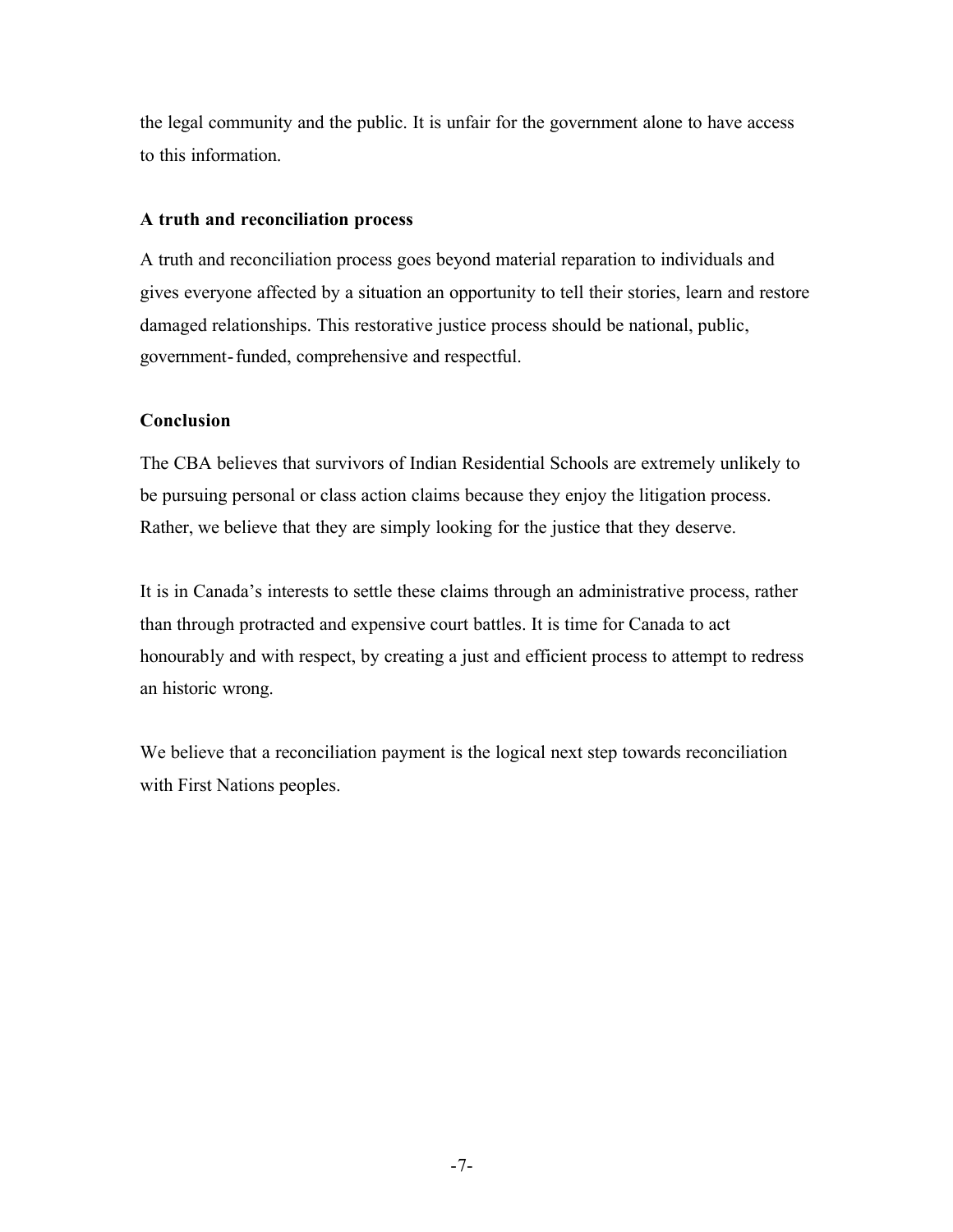the legal community and the public. It is unfair for the government alone to have access to this information.

### A truth and reconciliation process

A truth and reconciliation process goes beyond material reparation to individuals and gives everyone affected by a situation an opportunity to tell their stories, learn and restore damaged relationships. This restorative justice process should be national, public, government-funded, comprehensive and respectful.

### Conclusion

The CBA believes that survivors of Indian Residential Schools are extremely unlikely to be pursuing personal or class action claims because they enjoy the litigation process. Rather, we believe that they are simply looking for the justice that they deserve.

It is in Canada's interests to settle these claims through an administrative process, rather than through protracted and expensive court battles. It is time for Canada to act honourably and with respect, by creating a just and efficient process to attempt to redress an historic wrong.

We believe that a reconciliation payment is the logical next step towards reconciliation with First Nations peoples.